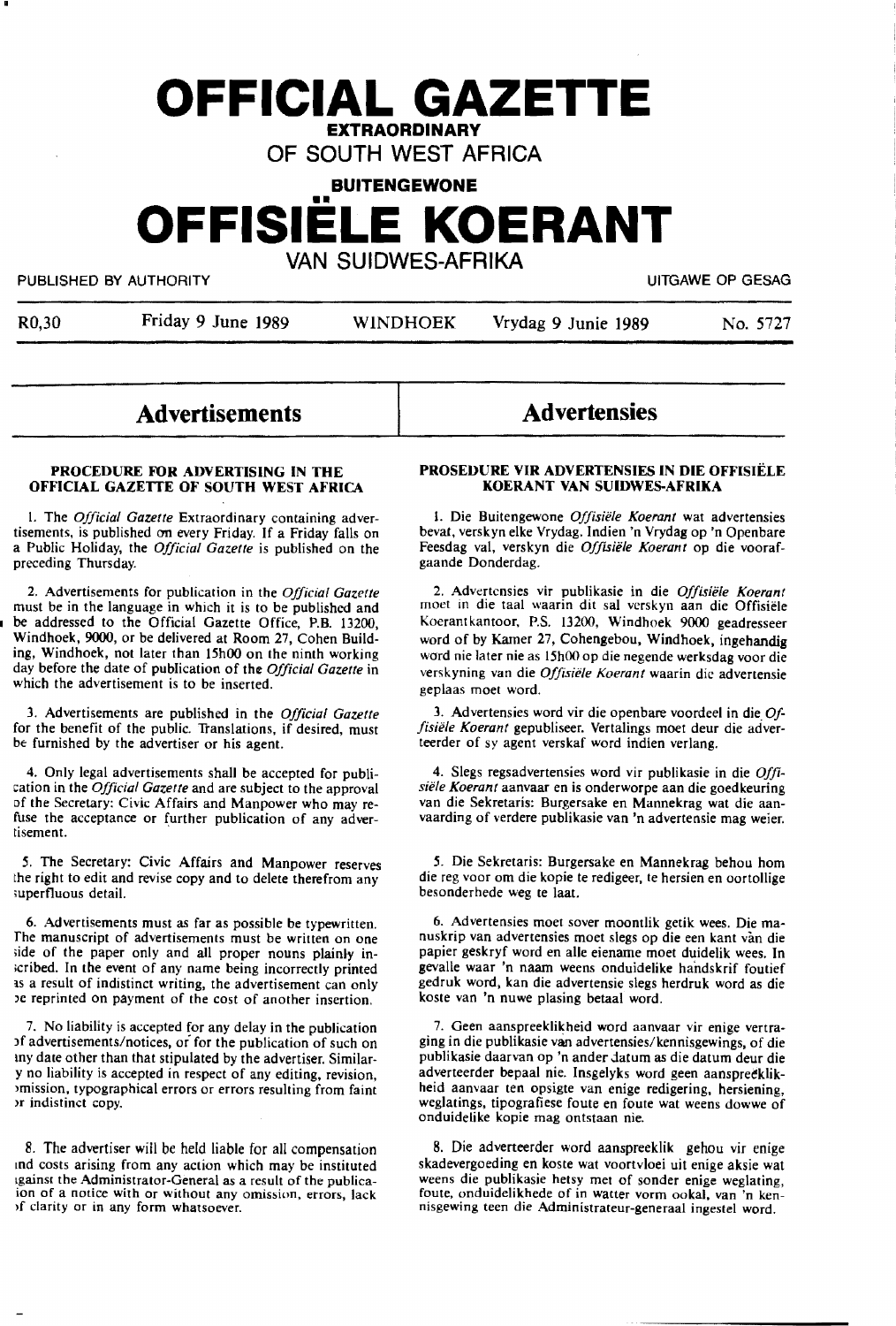# OFFICIAL GAZETTE

**EXTRAORDINARY**

OF SOUTH WEST AFRICA

**BUITENGEWONE**

# OFFISIËLE KOERANT

VAN SUIDWES-AFRIKA

PUBLISHED BY AUTHORITY — UITGAWE OP GESAG

R0,30 — Friday 9 June 1989 — WINDHOEK — Vrydag 9 Junie 1989 — No. 5727

## Advertisements

### PROCEDURE FOR ADVERTISING IN THE OFFICIAL GAZETTE OF SOUTH WEST AFRICA

1. The *Official Gazette* Extraordinary containing advertisements, is published on every Friday. If a Friday falls on a Public Holiday, the *Official Gazette* is published on the preceding Thursday.

2. Advertisements for publication in the *Official Gazette* must be in the language in which it is to be published and be addressed to the Official Gazette Office, P.B. 13200, Windhoek, 9000, or be delivered at Room 27, Cohen Building, Windhoek, not later than 15h00 on the ninth working day before the date of publication of the *Official Gazette* in which the advertisement is to be inserted.

3. Advertisements are published in the *Official Gazette* for the benefit of the public. Translations, if desired, must be furnished by the advertiser or his agent.

4. Only legal advertisements shall be accepted for publication in the *Official Gazette* and are subject to the approval of the Secretary: Civic Affairs and Manpower who may refuse the acceptance or further publication of any advertisement.

5. The Secretary: Civic Affairs and Manpower reserves the right to edit and revise copy and to delete therefrom any superfluous detail.

6. Advertisements must as far as possible be typewritten. The manuscript of advertisements must be written on one side of the paper only and all proper nouns plainly inscribed. In the event of any name being incorrectly printed as a result of indistinct writing, the advertisement can only be reprinted on payment of the cost of another insertion.

7. No liability is accepted for any delay in the publication of advertisements/notices, or for the publication of such on any date other than that stipulated by the advertiser. Similarly no liability is accepted in respect of any editing, revision, omission, typographical errors or errors resulting from faint or indistinct copy.

8. The advertiser will be held liable for all compensation and costs arising from any action which may be instituted against the Administrator-General as a result of the publication of a notice with or without any omission, errors, lack of clarity or in any form whatsoever.

## Advertensies

### PROSEDURE VIR ADVERTENSIES IN DIE OFFISIËLE KOERANT VAN SUIDWES-AFRIKA

1. Die Buitengewone *Offisiële Koerant* wat advertensies bevat, verskyn elke Vrydag. Indien 'n Vrydag op 'n Openbare Feesdag val, verskyn die *Offisiële Koerant* op die voorafgaande Donderdag.

2. Advertensies vir publikasie in die *Offisiële Koerant* moet in die taal waarin dit sal verskyn aan die Offisiële Koerantkantoor, P.S. 13200, Windhoek 9000 geadresseer word of by Kamer 27, Cohengebou, Windhoek, ingehandig word nie later nie as 15h00 op die negende werksdag voor die verskyning van die *Offisiële Koerant* waarin die advertensie geplaas moet word.

3. Advertensies word vir die openbare voordeel in die *Offisiële Koerant* gepubliseer. Vertalings moet deur die adverteerder of sy agent verskaf word indien verlang.

4. Slegs regsadvertensies word vir publikasie in die *Offisiële Koerant* aanvaar en is onderworpe aan die goedkeuring van die Sekretaris: Burgersake en Mannekrag wat die aanvaarding of verdere publikasie van 'n advertensie mag weier.

5. Die Sekretaris: Burgersake en Mannekrag behou hom die reg voor om die kopie te redigeer, te hersien en oortollige besonderhede weg te laat.

6. Advertensies moet sover moontlik getik wees. Die manuskrip van advertensies moet slegs op die een kant van die papier geskryf word en alle eiename moet duidelik wees. In gevalle waar 'n naam weens onduidelike handskrif foutief gedruk word, kan die advertensie slegs herdruk word as die koste van 'n nuwe plasing betaal word.

7. Geen aanspreeklikheid word aanvaar vir enige vertraging in die publikasie van advertensies/kennisgewings, of die publikasie daarvan op 'n ander datum as die datum deur die adverteerder bepaal nie. Insgelyks word geen aanspreeklikheid aanvaar ten opsigte van enige redigering, hersiening, weglatings, tipografiese foute en foute wat weens dowwe of onduidelike kopie mag ontstaan nie.

8. Die adverteerder word aanspreeklik gehou vir enige skadevergoeding en koste wat voortvloei uit enige aksie wat weens die publikasie hetsy met of sonder enige weglating, foute, onduidelikhede of in watter vorm ookal, van 'n kennisgewing teen die Administrateur-generaal ingestel word.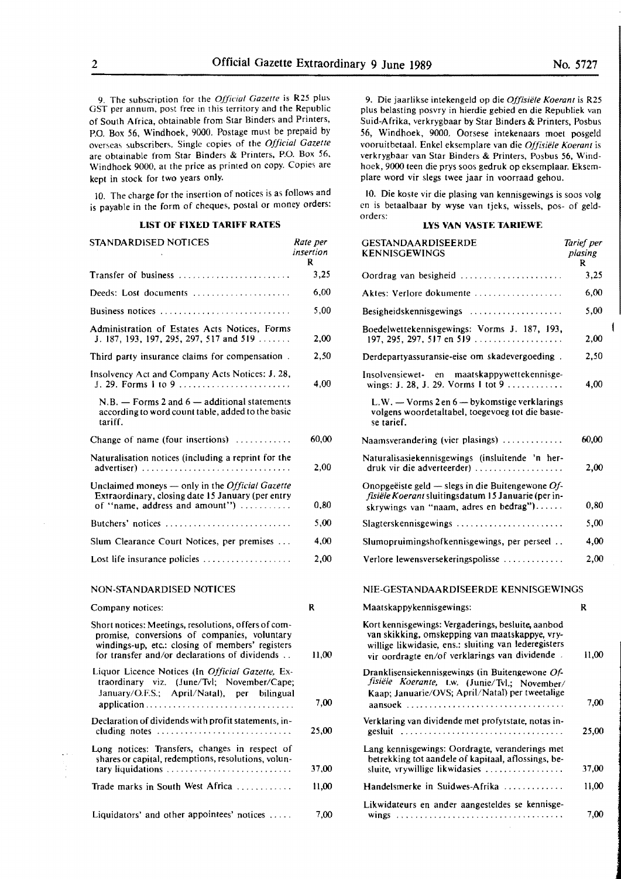9. The subscription for the *Official Gazette* is R25 plus GST per annum, post free in this territory and the Republic of South Africa, obtainable from Star Binders and Printers, P.O. Box 56, Windhoek, 9000. Postage must be prepaid by overseas subscribers. Single copies of the *Official Gazette* are obtainable from Star Binders & Printers, P.O. Box 56, Windhoek 9000, at the price as printed on copy. Copies are kept in stock for two years only.

10. The charge for the insertion of notices is as follows and is payable in the form of cheques, postal or money orders:

**LIST OF FIXED TARIFF RATES**

| STANDARDISED NOTICES | Rate per insertion R |
|---|---|
| Transfer of business | 3,25 |
| Deeds: Lost documents | 6,00 |
| Business notices | 5,00 |
| Administration of Estates Acts Notices, Forms J. 187, 193, 197, 295, 297, 517 and 519 | 2,00 |
| Third party insurance claims for compensation | 2,50 |
| Insolvency Act and Company Acts Notices: J. 28, J. 29. Forms 1 to 9 | 4,00 |
| N.B. — Forms 2 and 6 — additional statements according to word count table, added to the basic tariff. | |
| Change of name (four insertions) | 60,00 |
| Naturalisation notices (including a reprint for the advertiser) | 2,00 |
| Unclaimed moneys — only in the *Official Gazette* Extraordinary, closing date 15 January (per entry of "name, address and amount") | 0,80 |
| Butchers' notices | 5,00 |
| Slum Clearance Court Notices, per premises | 4,00 |
| Lost life insurance policies | 2,00 |

| NON-STANDARDISED NOTICES | |
|---|---|
| Company notices: | R |
| Short notices: Meetings, resolutions, offers of compromise, conversions of companies, voluntary windings-up, etc.: closing of members' registers for transfer and/or declarations of dividends | 11,00 |
| Liquor Licence Notices (In *Official Gazette*, Extraordinary viz. (June/Tvl; November/Cape; January/O.F.S.; April/Natal), per bilingual application | 7,00 |
| Declaration of dividends with profit statements, including notes | 25,00 |
| Long notices: Transfers, changes in respect of shares or capital, redemptions, resolutions, voluntary liquidations | 37,00 |
| Trade marks in South West Africa | 11,00 |
| Liquidators' and other appointees' notices | 7,00 |

9. Die jaarlikse intekengeld op die *Offisiële Koerant* is R25 plus belasting posvry in hierdie gebied en die Republiek van Suid-Afrika, verkrygbaar by Star Binders & Printers, Posbus 56, Windhoek, 9000. Oorsese intekenaars moet posgeld vooruitbetaal. Enkel eksemplare van die *Offisiële Koerant* is verkrygbaar van Star Binders & Printers, Posbus 56, Windhoek, 9000 teen die prys soos gedruk op eksemplaar. Eksemplare word vir slegs twee jaar in voorraad gehou.

10. Die koste vir die plasing van kennisgewings is soos volg en is betaalbaar by wyse van tjeks, wissels, pos- of geldorders:

**LYS VAN VASTE TARIEWE**

| GESTANDAARDISEERDE KENNISGEWINGS | Tarief per plasing R |
|---|---|
| Oordrag van besigheid | 3,25 |
| Aktes: Verlore dokumente | 6,00 |
| Besigheidskennisgewings | 5,00 |
| Boedelwettekennisgewings: Vorms J. 187, 193, 197, 295, 297, 517 en 519 | 2,00 |
| Derdepartyassuransie-eise om skadevergoeding | 2,50 |
| Insolvensiewet- en maatskappywettekennisgewings: J. 28, J. 29. Vorms 1 tot 9 | 4,00 |
| L.W. — Vorms 2 en 6 — bykomstige verklarings volgens woordetaltabel, toegevoeg tot die basiese tarief. | |
| Naamsverandering (vier plasings) | 60,00 |
| Naturalisasiekennisgewings (insluitende 'n herdruk vir die adverteerder) | 2,00 |
| Onopgeëiste geld — slegs in die Buitengewone *Offisiële Koerant* sluitingsdatum 15 Januarie (per inskrywings van "naam, adres en bedrag") | 0,80 |
| Slagterskennisgewings | 5,00 |
| Slumopruimingshofkennisgewings, per perseel | 4,00 |
| Verlore lewensversekeringspolisse | 2,00 |

| NIE-GESTANDAARDISEERDE KENNISGEWINGS | |
|---|---|
| Maatskappykennisgewings: | R |
| Kort kennisgewings: Vergaderings, besluite, aanbod van skikking, omskepping van maatskappye, vrywillige likwidasie, ens.: sluiting van lederegisters vir oordragte en/of verklarings van dividende | 11,00 |
| Dranklisensiekennisgewings (in Buitengewone *Offisiële Koerante*, t.w. (Junie/Tvl.; November/Kaap; Januarie/OVS; April/Natal) per tweetalige aansoek | 7,00 |
| Verklaring van dividende met profytstate, notas ingesluit | 25,00 |
| Lang kennisgewings: Oordragte, veranderings met betrekking tot aandele of kapitaal, aflossings, besluite, vrywillige likwidasies | 37,00 |
| Handelsmerke in Suidwes-Afrika | 11,00 |
| Likwidateurs en ander aangesteldes se kennisgewings | 7,00 |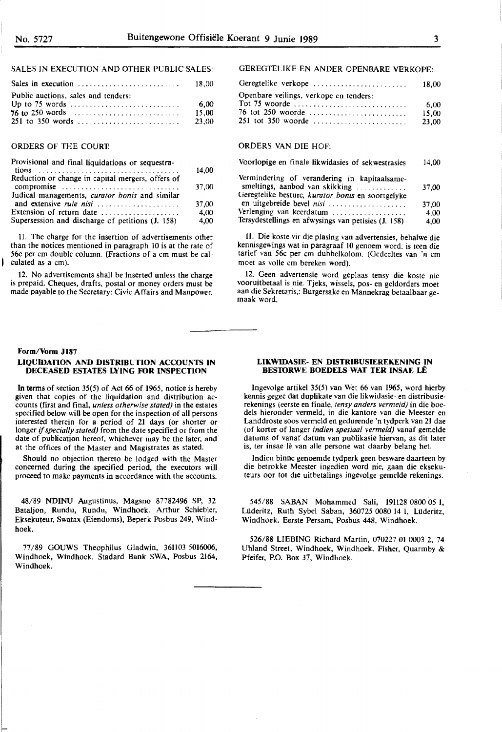SALES IN EXECUTION AND OTHER PUBLIC SALES:

| | |
|---|---|
| Sales in execution | 18,00 |
| Public auctions, sales and tenders: | |
| Up to 75 words | 6,00 |
| 76 to 250 words | 15,00 |
| 251 to 350 words | 23,00 |

ORDERS OF THE COURT:

| | |
|---|---|
| Provisional and final liquidations or sequestrations | 14,00 |
| Reduction or change in capital mergers, offers of compromise | 37,00 |
| Judical managements, *curator bonis* and similar and extensive *rule nisi* | 37,00 |
| Extension of return date | 4,00 |
| Supersession and discharge of petitions (J. 158) | 4,00 |

11. The charge for the insertion of advertisements other than the notices mentioned in paragraph 10 is at the rate of 56c per cm double column. (Fractions of a cm must be calculated as a cm).

12. No advertisements shall be inserted unless the charge is prepaid. Cheques, drafts, postal or money orders must be made payable to the Secretary: Civic Affairs and Manpower.

GEREGTELIKE EN ANDER OPENBARE VERKOPE:

| | |
|---|---|
| Geregtelike verkope | 18,00 |
| Openbare veilings, verkope en tenders: | |
| Tot 75 woorde | 6,00 |
| 76 tot 250 woorde | 15,00 |
| 251 tot 350 woorde | 23,00 |

ORDERS VAN DIE HOF:

| | |
|---|---|
| Voorlopige en finale likwidasies of sekwestrasies | 14,00 |
| Vermindering of verandering in kapitaalsamesmeltings, aanbod van skikking | 37,00 |
| Geregtelike besture, *kurator bonis* en soortgelyke en uitgebreide bevel *nisi* | 37,00 |
| Verlenging van keerdatum | 4,00 |
| Tersydestellings en afwysings van petisies (J. 158) | 4,00 |

11. Die koste vir die plasing van advertensies, behalwe die kennisgewings wat in paragraaf 10 genoem word, is teen die tarief van 56c per cm dubbelkolom. (Gedeeltes van 'n cm moet as volle cm bereken word).

12. Geen advertensie word geplaas tensy die koste nie vooruitbetaal is nie. Tjeks, wissels, pos- en geldorders moet aan die Sekretaris,: Burgersake en Mannekrag betaalbaar gemaak word.

---

**Form/Vorm J187**

## LIQUIDATION AND DISTRIBUTION ACCOUNTS IN DECEASED ESTATES LYING FOR INSPECTION

In terms of section 35(5) of Act 66 of 1965, notice is hereby given that copies of the liquidation and distribution accounts (first and final, *unless otherwise stated)* in the estates specified below will be open for the inspection of all persons interested therein for a period of 21 days (or shorter or longer *if specially stated)* from the date specified or from the date of publication hereof, whichever may be the later, and at the offices of the Master and Magistrates as stated.

Should no objection thereto be lodged with the Master concerned during the specified period, the executors will proceed to make payments in accordance with the accounts.

48/89 NDINU Augustinus, Magsno 87782496 SP, 32 Bataljon, Rundu, Rundu, Windhoek. Arthur Schiebler, Eksekuteur, Swatax (Eiendoms), Beperk Posbus 249, Windhoek.

77/89 GOUWS Theophilus Gladwin, 361103 5016006, Windhoek, Windhoek. Stadard Bank SWA, Posbus 2164, Windhoek.

## LIKWIDASIE- EN DISTRIBUSIEREKENING IN BESTORWE BOEDELS WAT TER INSAE LÊ

Ingevolge artikel 35(5) van Wet 66 van 1965, word hierby kennis gegee dat duplikate van die likwidasie- en distribusierekenings (eerste en finale, *tensy anders vermeld)* in die boedels hieronder vermeld, in die kantore van die Meester en Landdroste soos vermeld en gedurende 'n tydperk van 21 dae (of korter of langer *indien spesiaal vermeld)* vanaf gemelde datums of vanaf datum van publikasie hiervan, as dit later is, ter insae lê van alle persone wat daarby belang het.

Indien binne genoemde tydperk geen besware daarteen by die betrokke Meester ingedien word nie, gaan die eksekuteurs oor tot die uitbetalings ingevolge gemelde rekenings.

545/88 SABAN Mohammed Sali, 191128 0800 05 1, Lüderitz, Ruth Sybel Saban, 360725 0080 14 1, Lüderitz, Windhoek. Eerste Persam, Posbus 448, Windhoek.

526/88 LIEBING Richard Martin, 070227 01 0003 2, 74 Uhland Street, Windhoek, Windhoek. Fisher, Quarmby & Pfeifer, P.O. Box 37, Windhoek.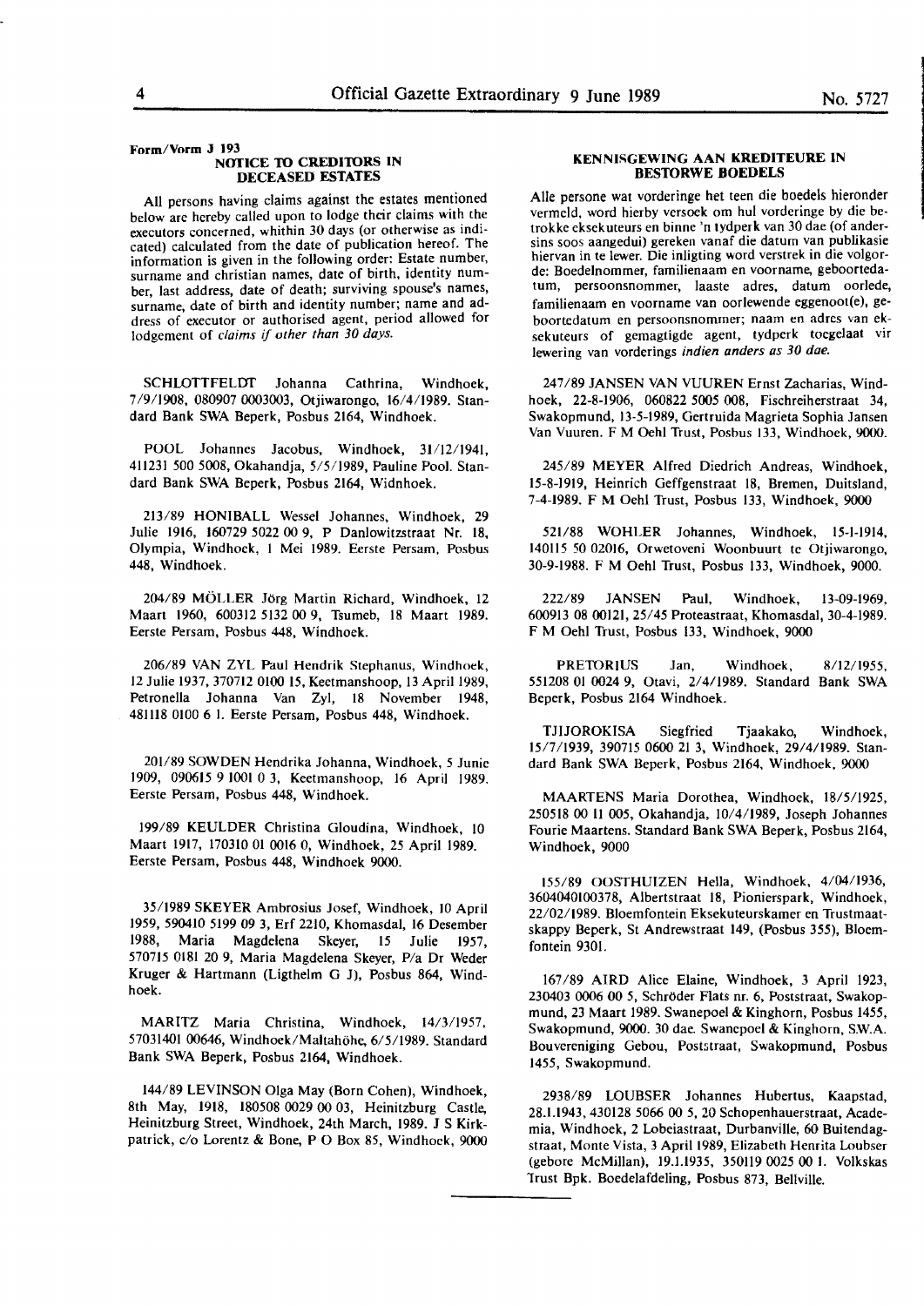Form/Vorm J 193

## NOTICE TO CREDITORS IN DECEASED ESTATES

All persons having claims against the estates mentioned below are hereby called upon to lodge their claims with the executors concerned, whithin 30 days (or otherwise as indicated) calculated from the date of publication hereof. The information is given in the following order: Estate number, surname and christian names, date of birth, identity number, last address, date of death; surviving spouse's names, surname, date of birth and identity number; name and address of executor or authorised agent, period allowed for lodgement of *claims if other than 30 days.*

SCHLOTTFELDT Johanna Cathrina, Windhoek, 7/9/1908, 080907 0003003, Otjiwarongo, 16/4/1989. Standard Bank SWA Beperk, Posbus 2164, Windhoek.

POOL Johannes Jacobus, Windhoek, 31/12/1941, 411231 500 5008, Okahandja, 5/5/1989, Pauline Pool. Standard Bank SWA Beperk, Posbus 2164, Widnhoek.

213/89 HONIBALL Wessel Johannes, Windhoek, 29 Julie 1916, 160729 5022 00 9, P Danlowitzstraat Nr. 18, Olympia, Windhoek, 1 Mei 1989. Eerste Persam, Posbus 448, Windhoek.

204/89 MÖLLER Jörg Martin Richard, Windhoek, 12 Maart 1960, 600312 5132 00 9, Tsumeb, 18 Maart 1989. Eerste Persam, Posbus 448, Windhoek.

206/89 VAN ZYL Paul Hendrik Stephanus, Windhoek, 12 Julie 1937, 370712 0100 15, Keetmanshoop, 13 April 1989, Petronella Johanna Van Zyl, 18 November 1948, 481118 0100 6 1. Eerste Persam, Posbus 448, Windhoek.

201/89 SOWDEN Hendrika Johanna, Windhoek, 5 Junie 1909, 090615 9 1001 0 3, Keetmanshoop, 16 April 1989. Eerste Persam, Posbus 448, Windhoek.

199/89 KEULDER Christina Gloudina, Windhoek, 10 Maart 1917, 170310 01 0016 0, Windhoek, 25 April 1989. Eerste Persam, Posbus 448, Windhoek 9000.

35/1989 SKEYER Ambrosius Josef, Windhoek, 10 April 1959, 590410 5199 09 3, Erf 2210, Khomasdal, 16 Desember 1988, Maria Magdelena Skeyer, 15 Julie 1957, 570715 0181 20 9, Maria Magdelena Skeyer, P/a Dr Weder Kruger & Hartmann (Ligthelm G J), Posbus 864, Windhoek.

MARITZ Maria Christina, Windhoek, 14/3/1957, 57031401 00646, Windhoek/Maltahöhe, 6/5/1989. Standard Bank SWA Beperk, Posbus 2164, Windhoek.

144/89 LEVINSON Olga May (Born Cohen), Windhoek, 8th May, 1918, 180508 0029 00 03, Heinitzburg Castle, Heinitzburg Street, Windhoek, 24th March, 1989. J S Kirkpatrick, c/o Lorentz & Bone, P O Box 85, Windhoek, 9000

## KENNISGEWING AAN KREDITEURE IN BESTORWE BOEDELS

Alle persone wat vorderinge het teen die boedels hieronder vermeld, word hierby versoek om hul vorderinge by die betrokke eksekuteurs en binne 'n tydperk van 30 dae (of andersins soos aangedui) gereken vanaf die datum van publikasie hiervan in te lewer. Die inligting word verstrek in die volgorde: Boedelnommer, familienaam en voorname, geboortedatum, persoonsnommer, laaste adres, datum oorlede, familienaam en voorname van oorlewende eggenoot(e), geboortedatum en persoonsnommer; naam en adres van eksekuteurs of gemagtigde agent, tydperk toegelaat vir lewering van vorderings *indien anders as 30 dae.*

247/89 JANSEN VAN VUUREN Ernst Zacharias, Windhoek, 22-8-1906, 060822 5005 008, Fischreiherstraat 34, Swakopmund, 13-5-1989, Gertruida Magrieta Sophia Jansen Van Vuuren. F M Oehl Trust, Posbus 133, Windhoek, 9000.

245/89 MEYER Alfred Diedrich Andreas, Windhoek, 15-8-1919, Heinrich Geffgenstraat 18, Bremen, Duitsland, 7-4-1989. F M Oehl Trust, Posbus 133, Windhoek, 9000

521/88 WOHLER Johannes, Windhoek, 15-1-1914, 140115 50 02016, Orwetoveni Woonbuurt te Otjiwarongo, 30-9-1988. F M Oehl Trust, Posbus 133, Windhoek, 9000.

222/89 JANSEN Paul, Windhoek, 13-09-1969, 600913 08 00121, 25/45 Proteastraat, Khomasdal, 30-4-1989. F M Oehl Trust, Posbus 133, Windhoek, 9000

PRETORIUS Jan, Windhoek, 8/12/1955, 551208 01 0024 9, Otavi, 2/4/1989. Standard Bank SWA Beperk, Posbus 2164 Windhoek.

TJIJOROKISA Siegfried Tjaakako, Windhoek, 15/7/1939, 390715 0600 21 3, Windhoek, 29/4/1989. Standard Bank SWA Beperk, Posbus 2164, Windhoek, 9000

MAARTENS Maria Dorothea, Windhoek, 18/5/1925, 250518 00 11 005, Okahandja, 10/4/1989, Joseph Johannes Fourie Maartens. Standard Bank SWA Beperk, Posbus 2164, Windhoek, 9000

155/89 OOSTHUIZEN Hella, Windhoek, 4/04/1936, 3604040100378, Albertstraat 18, Pionierspark, Windhoek, 22/02/1989. Bloemfontein Eksekuteurskamer en Trustmaatskappy Beperk, St Andrewstraat 149, (Posbus 355), Bloemfontein 9301.

167/89 AIRD Alice Elaine, Windhoek, 3 April 1923, 230403 0006 00 5, Schröder Flats nr. 6, Poststraat, Swakopmund, 23 Maart 1989. Swanepoel & Kinghorn, Posbus 1455, Swakopmund, 9000. 30 dae. Swanepoel & Kinghorn, S.W.A. Bouvereniging Gebou, Poststraat, Swakopmund, Posbus 1455, Swakopmund.

2938/89 LOUBSER Johannes Hubertus, Kaapstad, 28.1.1943, 430128 5066 00 5, 20 Schopenhauerstraat, Academia, Windhoek, 2 Lobeiastraat, Durbanville, 60 Buitendagstraat, Monte Vista, 3 April 1989, Elizabeth Henrita Loubser (gebore McMillan), 19.1.1935, 350119 0025 00 1. Volkskas Trust Bpk. Boedelafdeling, Posbus 873, Bellville.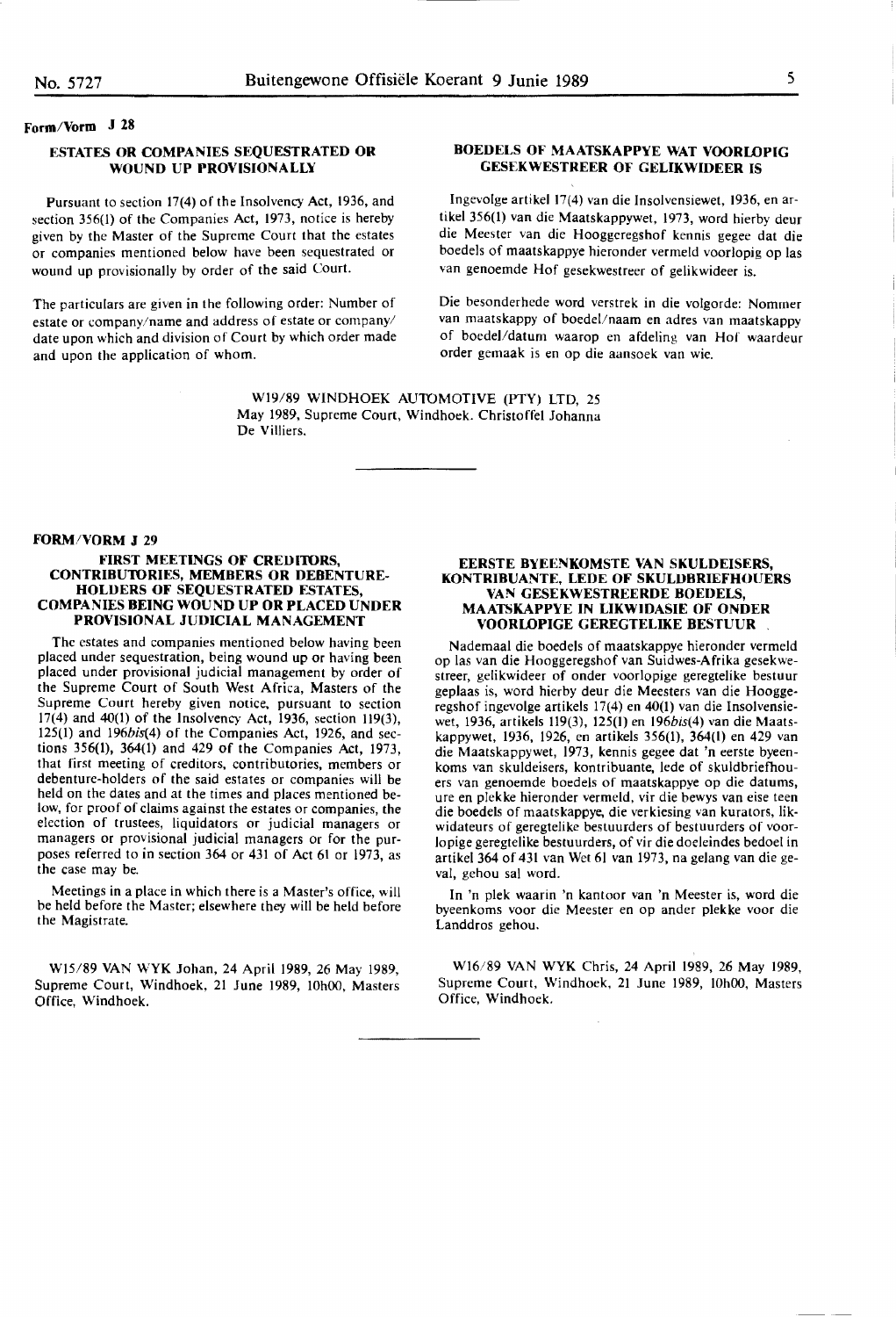Form/Vorm J 28

## ESTATES OR COMPANIES SEQUESTRATED OR WOUND UP PROVISIONALLY

Pursuant to section 17(4) of the Insolvency Act, 1936, and section 356(1) of the Companies Act, 1973, notice is hereby given by the Master of the Supreme Court that the estates or companies mentioned below have been sequestrated or wound up provisionally by order of the said Court.

The particulars are given in the following order: Number of estate or company/name and address of estate or company/ date upon which and division of Court by which order made and upon the application of whom.

## BOEDELS OF MAATSKAPPYE WAT VOORLOPIG GESEKWESTREER OF GELIKWIDEER IS

Ingevolge artikel 17(4) van die Insolvensiewet, 1936, en artikel 356(1) van die Maatskappywet, 1973, word hierby deur die Meester van die Hooggeregshof kennis gegee dat die boedels of maatskappye hieronder vermeld voorlopig op las van genoemde Hof gesekwestreer of gelikwideer is.

Die besonderhede word verstrek in die volgorde: Nommer van maatskappy of boedel/naam en adres van maatskappy of boedel/datum waarop en afdeling van Hof waardeur order gemaak is en op die aansoek van wie.

W19/89 WINDHOEK AUTOMOTIVE (PTY) LTD, 25 May 1989, Supreme Court, Windhoek. Christoffel Johanna De Villiers.

---

FORM/VORM J 29

## FIRST MEETINGS OF CREDITORS, CONTRIBUTORIES, MEMBERS OR DEBENTURE-HOLDERS OF SEQUESTRATED ESTATES, COMPANIES BEING WOUND UP OR PLACED UNDER PROVISIONAL JUDICIAL MANAGEMENT

The estates and companies mentioned below having been placed under sequestration, being wound up or having been placed under provisional judicial management by order of the Supreme Court of South West Africa, Masters of the Supreme Court hereby given notice, pursuant to section 17(4) and 40(1) of the Insolvency Act, 1936, section 119(3), 125(1) and 196*bis*(4) of the Companies Act, 1926, and sections 356(1), 364(1) and 429 of the Companies Act, 1973, that first meeting of creditors, contributories, members or debenture-holders of the said estates or companies will be held on the dates and at the times and places mentioned below, for proof of claims against the estates or companies, the election of trustees, liquidators or judicial managers or managers or provisional judicial managers or for the purposes referred to in section 364 or 431 of Act 61 or 1973, as the case may be.

Meetings in a place in which there is a Master's office, will be held before the Master; elsewhere they will be held before the Magistrate.

W15/89 VAN WYK Johan, 24 April 1989, 26 May 1989, Supreme Court, Windhoek, 21 June 1989, 10h00, Masters Office, Windhoek.

## EERSTE BYEENKOMSTE VAN SKULDEISERS, KONTRIBUANTE, LEDE OF SKULDBRIEFHOUERS VAN GESEKWESTREERDE BOEDELS, MAATSKAPPYE IN LIKWIDASIE OF ONDER VOORLOPIGE GEREGTELIKE BESTUUR

Nademaal die boedels of maatskappye hieronder vermeld op las van die Hooggeregshof van Suidwes-Afrika gesekwestreer, gelikwideer of onder voorlopige geregtelike bestuur geplaas is, word hierby deur die Meesters van die Hooggeregshof ingevolge artikels 17(4) en 40(1) van die Insolvensiewet, 1936, artikels 119(3), 125(1) en 196*bis*(4) van die Maatskappywet, 1936, 1926, en artikels 356(1), 364(1) en 429 van die Maatskappywet, 1973, kennis gegee dat 'n eerste byeenkoms van skuldeisers, kontribuante, lede of skuldbriefhouers van genoemde boedels of maatskappye op die datums, ure en plekke hieronder vermeld, vir die bewys van eise teen die boedels of maatskappye, die verkiesing van kurators, likwidateurs of geregtelike bestuurders of bestuurders of voorlopige geregtelike bestuurders, of vir die doeleindes bedoel in artikel 364 of 431 van Wet 61 van 1973, na gelang van die geval, gehou sal word.

In 'n plek waarin 'n kantoor van 'n Meester is, word die byeenkoms voor die Meester en op ander plekke voor die Landdros gehou.

W16/89 VAN WYK Chris, 24 April 1989, 26 May 1989, Supreme Court, Windhoek, 21 June 1989, 10h00, Masters Office, Windhoek.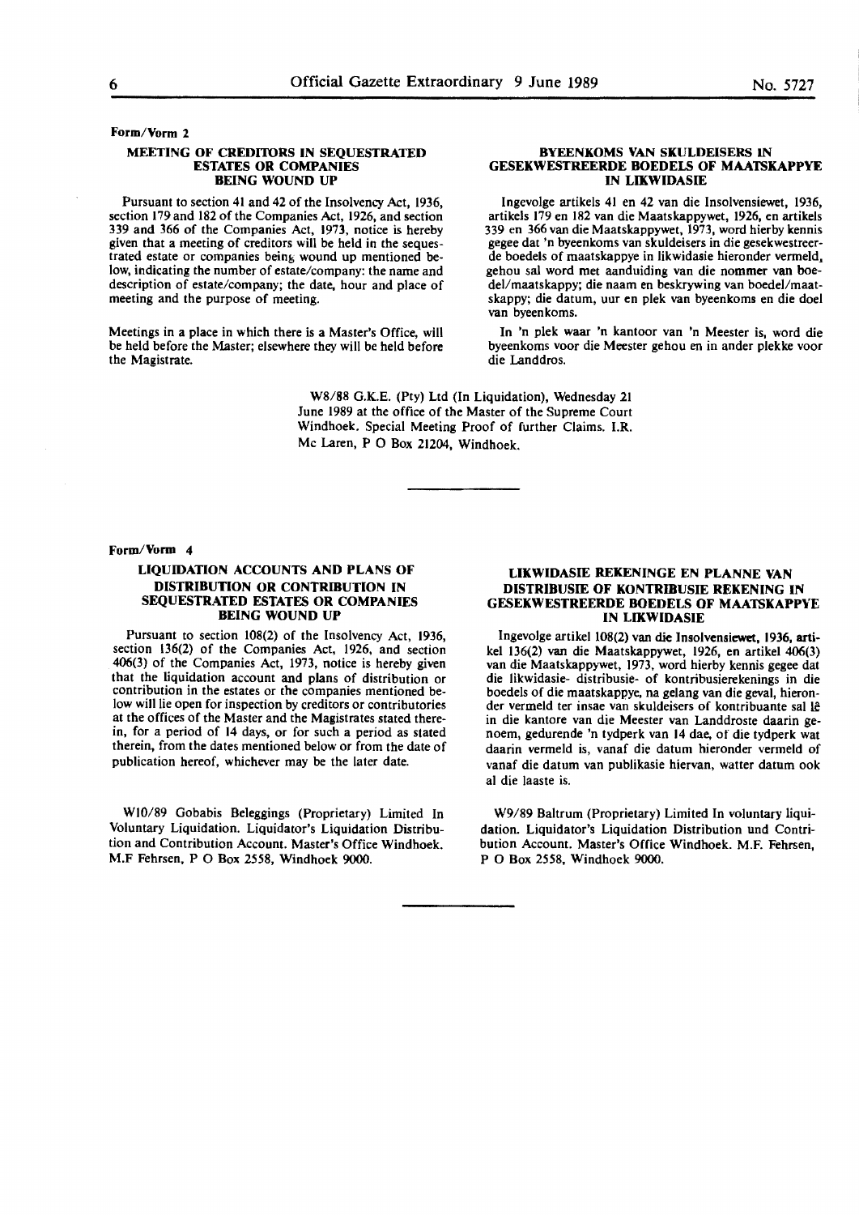**Form/Vorm 2**

### MEETING OF CREDITORS IN SEQUESTRATED ESTATES OR COMPANIES BEING WOUND UP

Pursuant to section 41 and 42 of the Insolvency Act, 1936, section 179 and 182 of the Companies Act, 1926, and section 339 and 366 of the Companies Act, 1973, notice is hereby given that a meeting of creditors will be held in the sequestrated estate or companies being wound up mentioned below, indicating the number of estate/company: the name and description of estate/company; the date, hour and place of meeting and the purpose of meeting.

Meetings in a place in which there is a Master's Office, will be held before the Master; elsewhere they will be held before the Magistrate.

### BYEENKOMS VAN SKULDEISERS IN GESEKWESTREERDE BOEDELS OF MAATSKAPPYE IN LIKWIDASIE

Ingevolge artikels 41 en 42 van die Insolvensiewet, 1936, artikels 179 en 182 van die Maatskappywet, 1926, en artikels 339 en 366 van die Maatskappywet, 1973, word hierby kennis gegee dat 'n byeenkoms van skuldeisers in die gesekwestreerde boedels of maatskappye in likwidasie hieronder vermeld, gehou sal word met aanduiding van die nommer van boedel/maatskappy; die naam en beskrywing van boedel/maatskappy; die datum, uur en plek van byeenkoms en die doel van byeenkoms.

In 'n plek waar 'n kantoor van 'n Meester is, word die byeenkoms voor die Meester gehou en in ander plekke voor die Landdros.

W8/88 G.K.E. (Pty) Ltd (In Liquidation), Wednesday 21 June 1989 at the office of the Master of the Supreme Court Windhoek. Special Meeting Proof of further Claims. I.R. Mc Laren, P O Box 21204, Windhoek.

---

**Form/Vorm 4**

### LIQUIDATION ACCOUNTS AND PLANS OF DISTRIBUTION OR CONTRIBUTION IN SEQUESTRATED ESTATES OR COMPANIES BEING WOUND UP

Pursuant to section 108(2) of the Insolvency Act, 1936, section 136(2) of the Companies Act, 1926, and section 406(3) of the Companies Act, 1973, notice is hereby given that the liquidation account and plans of distribution or contribution in the estates or the companies mentioned below will lie open for inspection by creditors or contributories at the offices of the Master and the Magistrates stated therein, for a period of 14 days, or for such a period as stated therein, from the dates mentioned below or from the date of publication hereof, whichever may be the later date.

W10/89 Gobabis Beleggings (Proprietary) Limited In Voluntary Liquidation. Liquidator's Liquidation Distribution and Contribution Account. Master's Office Windhoek. M.F Fehrsen, P O Box 2558, Windhoek 9000.

### LIKWIDASIE REKENINGE EN PLANNE VAN DISTRIBUSIE OF KONTRIBUSIE REKENING IN GESEKWESTREERDE BOEDELS OF MAATSKAPPYE IN LIKWIDASIE

Ingevolge artikel 108(2) van die Insolvensiewet, 1936, artikel 136(2) van die Maatskappywet, 1926, en artikel 406(3) van die Maatskappywet, 1973, word hierby kennis gegee dat die likwidasie- distribusie- of kontribusierekenings in die boedels of die maatskappye, na gelang van die geval, hieronder vermeld ter insae van skuldeisers of kontribuante sal lê in die kantore van die Meester van Landdroste daarin genoem, gedurende 'n tydperk van 14 dae, of die tydperk wat daarin vermeld is, vanaf die datum hieronder vermeld of vanaf die datum van publikasie hiervan, watter datum ook al die laaste is.

W9/89 Baltrum (Proprietary) Limited In voluntary liquidation. Liquidator's Liquidation Distribution und Contribution Account. Master's Office Windhoek. M.F. Fehrsen, P O Box 2558, Windhoek 9000.

---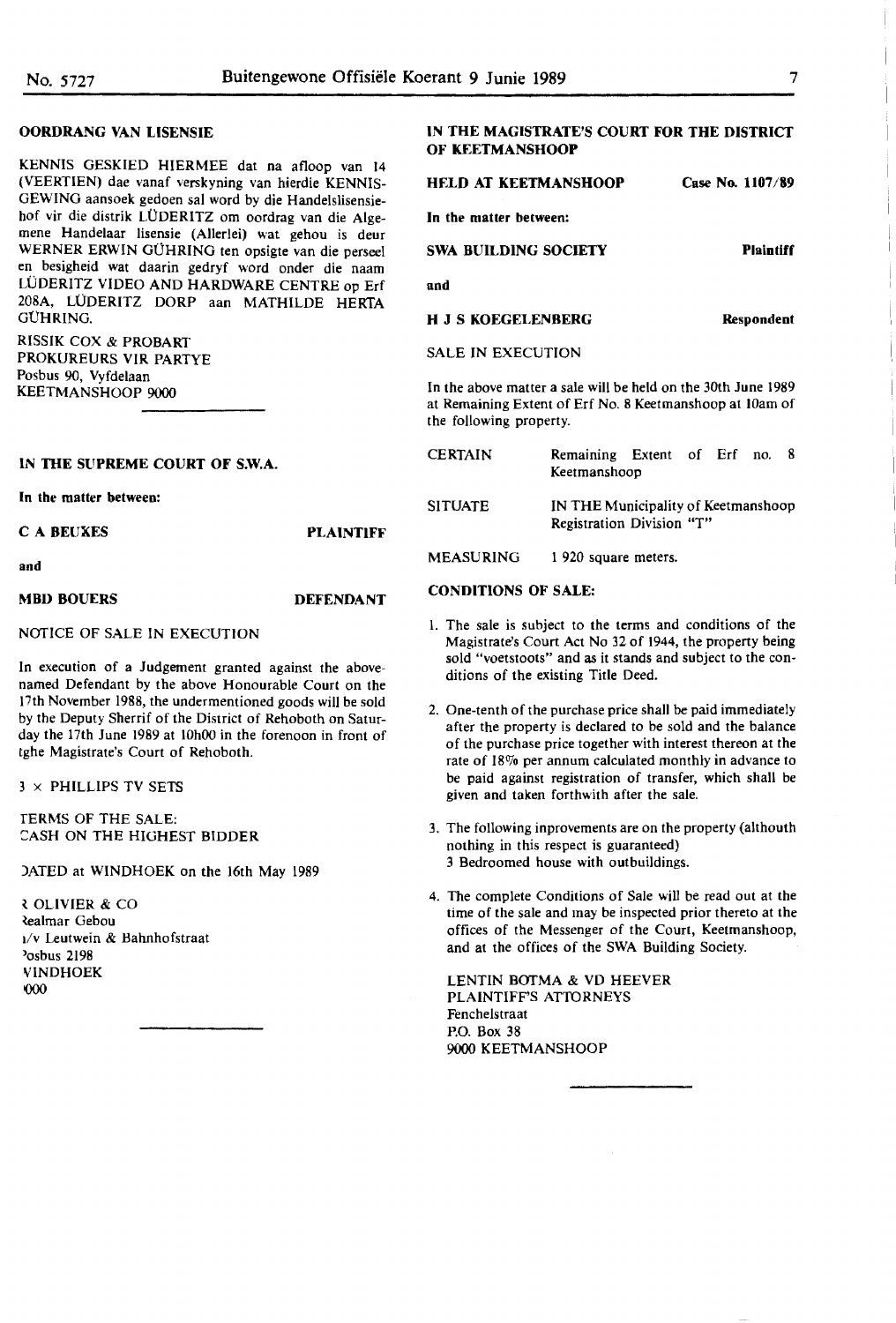**OORDRANG VAN LISENSIE**

KENNIS GESKIED HIERMEE dat na afloop van 14 (VEERTIEN) dae vanaf verskyning van hierdie KENNISGEWING aansoek gedoen sal word by die Handelslisensiehof vir die distrik LÜDERITZ om oordrag van die Algemene Handelaar lisensie (Allerlei) wat gehou is deur WERNER ERWIN GÜHRING ten opsigte van die perseel en besigheid wat daarin gedryf word onder die naam LÜDERITZ VIDEO AND HARDWARE CENTRE op Erf 208A, LÜDERITZ DORP aan MATHILDE HERTA GÜHRING.

RISSIK COX & PROBART
PROKUREURS VIR PARTYE
Posbus 90, Vyfdelaan
KEETMANSHOOP 9000

---

**IN THE SUPREME COURT OF S.W.A.**

**In the matter between:**

**C A BEUKES** — **PLAINTIFF**

**and**

**MBD BOUERS** — **DEFENDANT**

NOTICE OF SALE IN EXECUTION

In execution of a Judgement granted against the abovenamed Defendant by the above Honourable Court on the 17th November 1988, the undermentioned goods will be sold by the Deputy Sherrif of the District of Rehoboth on Saturday the 17th June 1989 at 10h00 in the forenoon in front of tghe Magistrate's Court of Rehoboth.

3 × PHILLIPS TV SETS

TERMS OF THE SALE:
CASH ON THE HIGHEST BIDDER

DATED at WINDHOEK on the 16th May 1989

R OLIVIER & CO
Realmar Gebou
h/v Leutwein & Bahnhofstraat
Posbus 2198
WINDHOEK
9000

---

**IN THE MAGISTRATE'S COURT FOR THE DISTRICT OF KEETMANSHOOP**

**HELD AT KEETMANSHOOP** — **Case No. 1107/89**

**In the matter between:**

**SWA BUILDING SOCIETY** — **Plaintiff**

**and**

**H J S KOEGELENBERG** — **Respondent**

SALE IN EXECUTION

In the above matter a sale will be held on the 30th June 1989 at Remaining Extent of Erf No. 8 Keetmanshoop at 10am of the following property.

| | |
|---|---|
| CERTAIN | Remaining Extent of Erf no. 8 Keetmanshoop |
| SITUATE | IN THE Municipality of Keetmanshoop Registration Division "T" |
| MEASURING | 1 920 square meters. |

**CONDITIONS OF SALE:**

1. The sale is subject to the terms and conditions of the Magistrate's Court Act No 32 of 1944, the property being sold "voetstoots" and as it stands and subject to the conditions of the existing Title Deed.
2. One-tenth of the purchase price shall be paid immediately after the property is declared to be sold and the balance of the purchase price together with interest thereon at the rate of 18% per annum calculated monthly in advance to be paid against registration of transfer, which shall be given and taken forthwith after the sale.
3. The following inprovements are on the property (althouth nothing in this respect is guaranteed) 3 Bedroomed house with outbuildings.
4. The complete Conditions of Sale will be read out at the time of the sale and may be inspected prior thereto at the offices of the Messenger of the Court, Keetmanshoop, and at the offices of the SWA Building Society.

LENTIN BOTMA & VD HEEVER
PLAINTIFF'S ATTORNEYS
Fenchelstraat
P.O. Box 38
9000 KEETMANSHOOP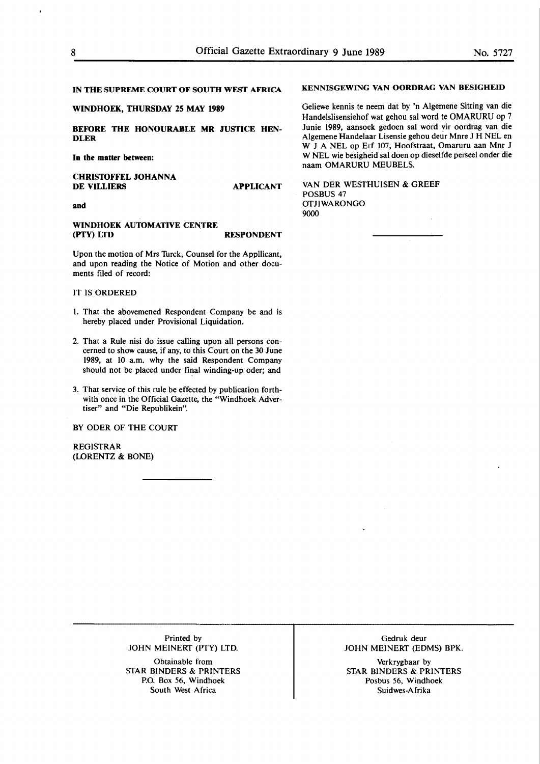**IN THE SUPREME COURT OF SOUTH WEST AFRICA**

**WINDHOEK, THURSDAY 25 MAY 1989**

**BEFORE THE HONOURABLE MR JUSTICE HENDLER**

**In the matter between:**

**CHRISTOFFEL JOHANNA DE VILLIERS** — **APPLICANT**

**and**

**WINDHOEK AUTOMATIVE CENTRE (PTY) LTD** — **RESPONDENT**

Upon the motion of Mrs Turck, Counsel for the Appllicant, and upon reading the Notice of Motion and other documents filed of record:

IT IS ORDERED

1. That the abovemened Respondent Company be and is hereby placed under Provisional Liquidation.

2. That a Rule nisi do issue calling upon all persons concerned to show cause, if any, to this Court on the 30 June 1989, at 10 a.m. why the said Respondent Company should not be placed under final winding-up oder; and

3. That service of this rule be effected by publication forthwith once in the Official Gazette, the "Windhoek Advertiser" and "Die Republikein".

BY ODER OF THE COURT

REGISTRAR
(LORENTZ & BONE)

---

**KENNISGEWING VAN OORDRAG VAN BESIGHEID**

Geliewe kennis te neem dat by 'n Algemene Sitting van die Handelslisensiehof wat gehou sal word te OMARURU op 7 Junie 1989, aansoek gedoen sal word vir oordrag van die Algemene Handelaar Lisensie gehou deur Mnre J H NEL en W J A NEL op Erf 107, Hoofstraat, Omaruru aan Mnr J W NEL wie besigheid sal doen op dieselfde perseel onder die naam OMARURU MEUBELS.

VAN DER WESTHUISEN & GREEF
POSBUS 47
OTJIWARONGO
9000

---

Printed by
JOHN MEINERT (PTY) LTD.

Obtainable from
STAR BINDERS & PRINTERS
P.O. Box 56, Windhoek
South West Africa

Gedruk deur
JOHN MEINERT (EDMS) BPK.

Verkrygbaar by
STAR BINDERS & PRINTERS
Posbus 56, Windhoek
Suidwes-Afrika